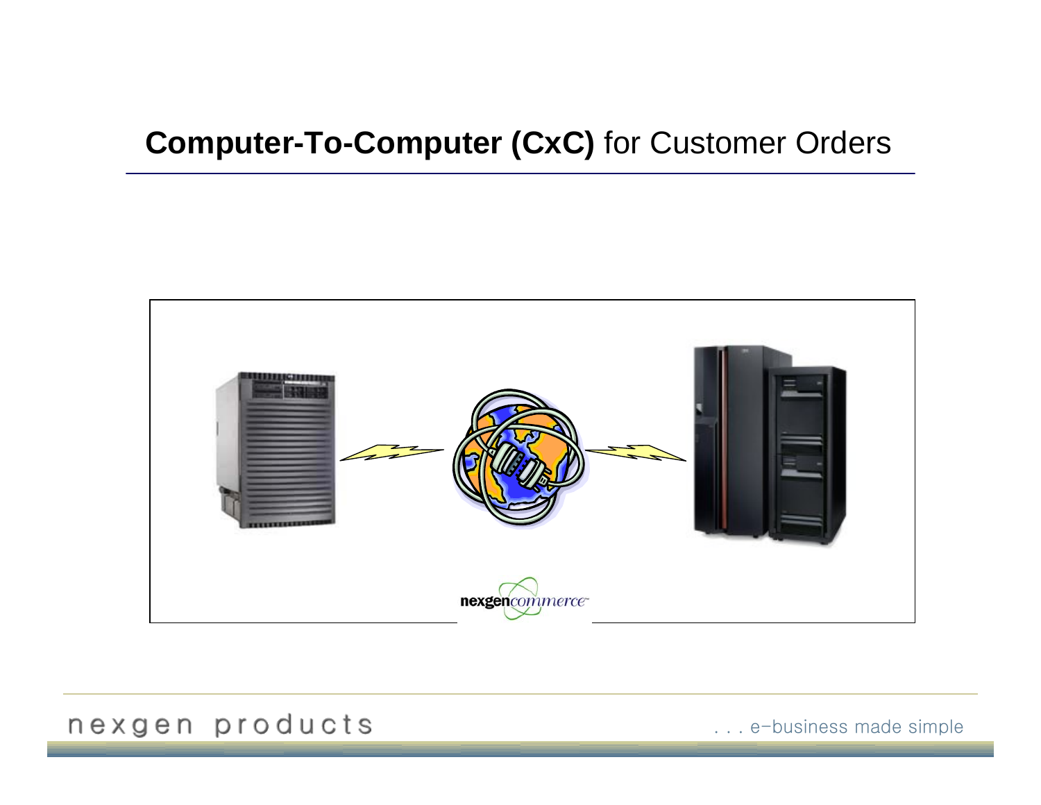# **Computer-To-Computer (CxC)** for Customer Orders

nexgencommerce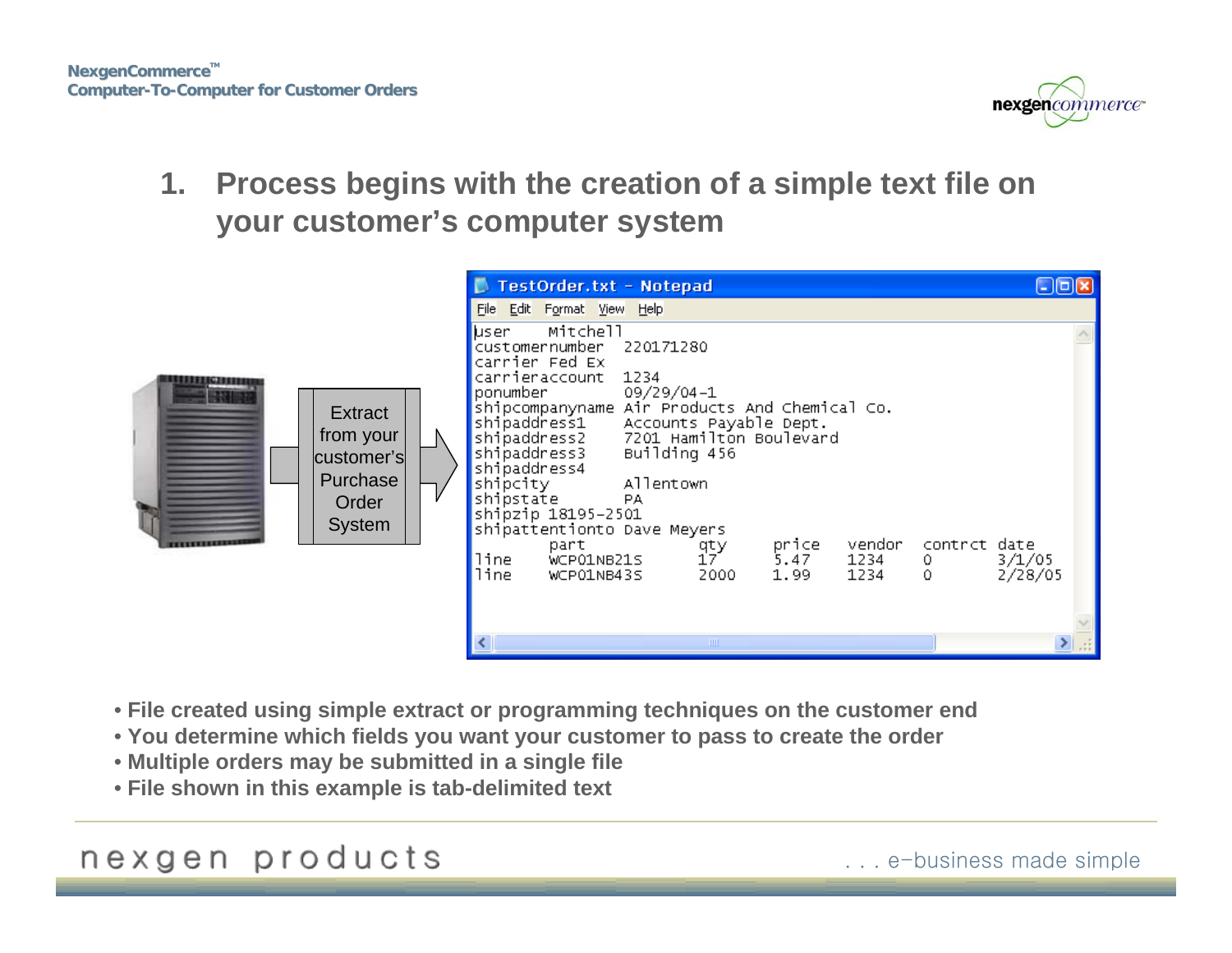## 1. Process begins with the creation of a simple text file on your customer's computer system

Extract from your customer's Purchase Order System

**TestOrder.txt - Notepad**

```
user    Mitchell
customernumber  220171280
carrier Fed Ex
carrieraccount  1234
ponumber        09/29/04-1
shipcompanyname Air Products And Chemical Co.
shipaddress1    Accounts Payable Dept.
shipaddress2    7201 Hamilton Boulevard
shipaddress3    Building 456
shipaddress4
shipcity        Allentown
shipstate       PA
shipzip 18195-2501
shipattentionto Dave Meyers
        part            qty     price   vendor  contrct date
line    WCP01NB21S      17      5.47    1234    0       3/1/05
line    WCP01NB43S      2000    1.99    1234    0       2/28/05
```

- File created using simple extract or programming techniques on the customer end
- You determine which fields you want your customer to pass to create the order
- Multiple orders may be submitted in a single file
- File shown in this example is tab-delimited text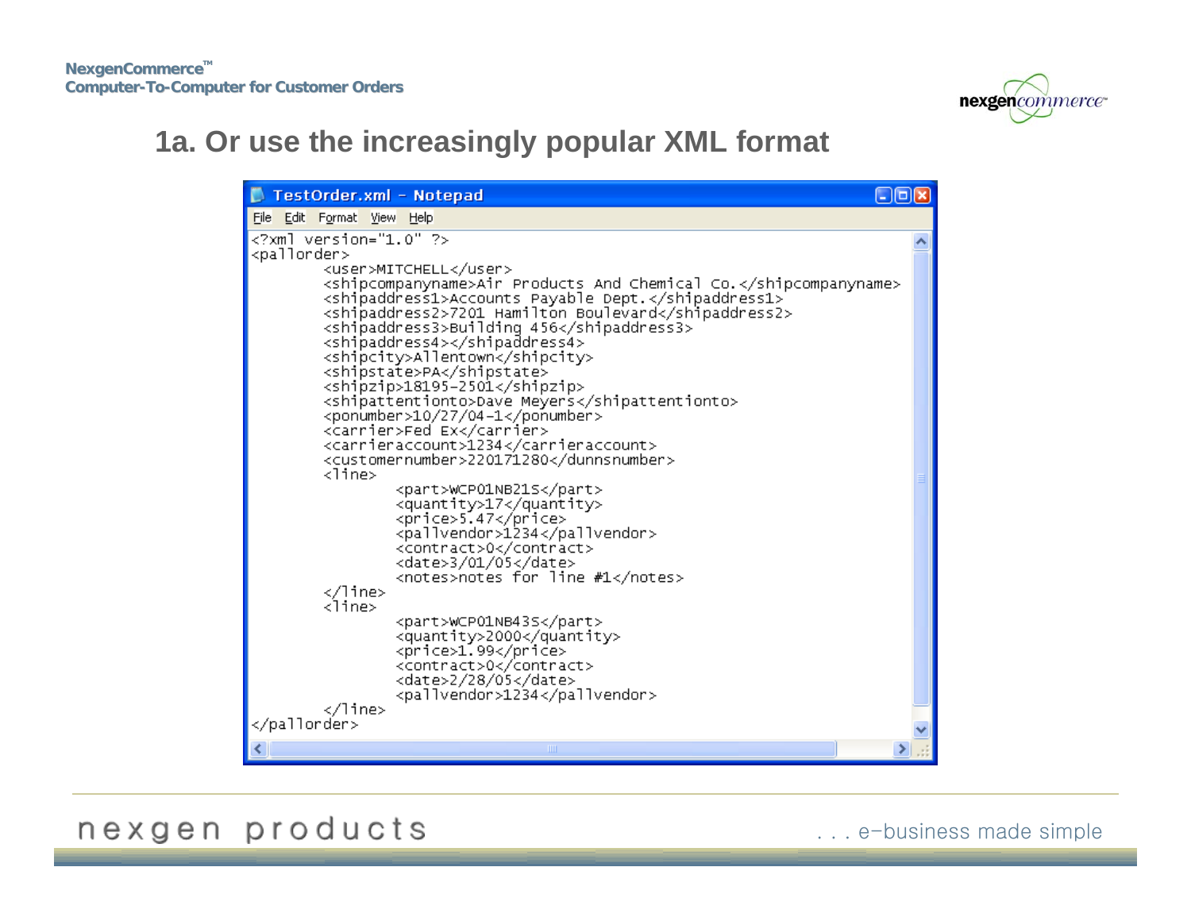# 1a. Or use the increasingly popular XML format

TestOrder.xml - Notepad

```
<?xml version="1.0" ?>
<pallorder>
        <user>MITCHELL</user>
        <shipcompanyname>Air Products And Chemical Co.</shipcompanyname>
        <shipaddress1>Accounts Payable Dept.</shipaddress1>
        <shipaddress2>7201 Hamilton Boulevard</shipaddress2>
        <shipaddress3>Building 456</shipaddress3>
        <shipaddress4></shipaddress4>
        <shipcity>Allentown</shipcity>
        <shipstate>PA</shipstate>
        <shipzip>18195-2501</shipzip>
        <shipattentionto>Dave Meyers</shipattentionto>
        <ponumber>10/27/04-1</ponumber>
        <carrier>Fed Ex</carrier>
        <carrieraccount>1234</carrieraccount>
        <customernumber>220171280</dunsnumber>
        <line>
                <part>WCP01NB21S</part>
                <quantity>17</quantity>
                <price>5.47</price>
                <pallvendor>1234</pallvendor>
                <contract>0</contract>
                <date>3/01/05</date>
                <notes>notes for line #1</notes>
        </line>
        <line>
                <part>WCP01NB43S</part>
                <quantity>2000</quantity>
                <price>1.99</price>
                <contract>0</contract>
                <date>2/28/05</date>
                <pallvendor>1234</pallvendor>
        </line>
</pallorder>
```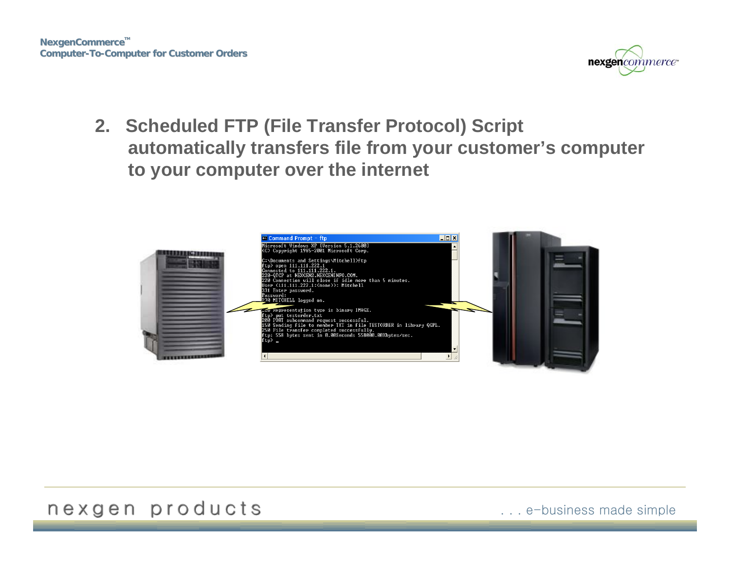## 2. Scheduled FTP (File Transfer Protocol) Script automatically transfers file from your customer's computer to your computer over the internet

```
Microsoft Windows XP [Version 5.1.2600]
(C) Copyright 1985-2001 Microsoft Corp.

C:\Documents and Settings\Mitchell>ftp
ftp> open 111.111.222.1
Connected to 111.111.222.1.
220-QTCP at NEXGEN2.NEXGENINFO.COM.
220 Connection will close if idle more than 5 minutes.
User (111.111.222.1:(none)): Mitchell
331 Enter password.
Password:
230 MITCHELL logged on.

200 Representation type is binary IMAGE.
ftp> put testorder.txt
200 PORT subcommand request successful.
150 Sending file to member TXT in file TESTORDER in library QGPL.
250 File transfer completed successfully.
ftp: 558 bytes sent in 0.00Seconds 558000.00Kbytes/sec.
ftp> _
```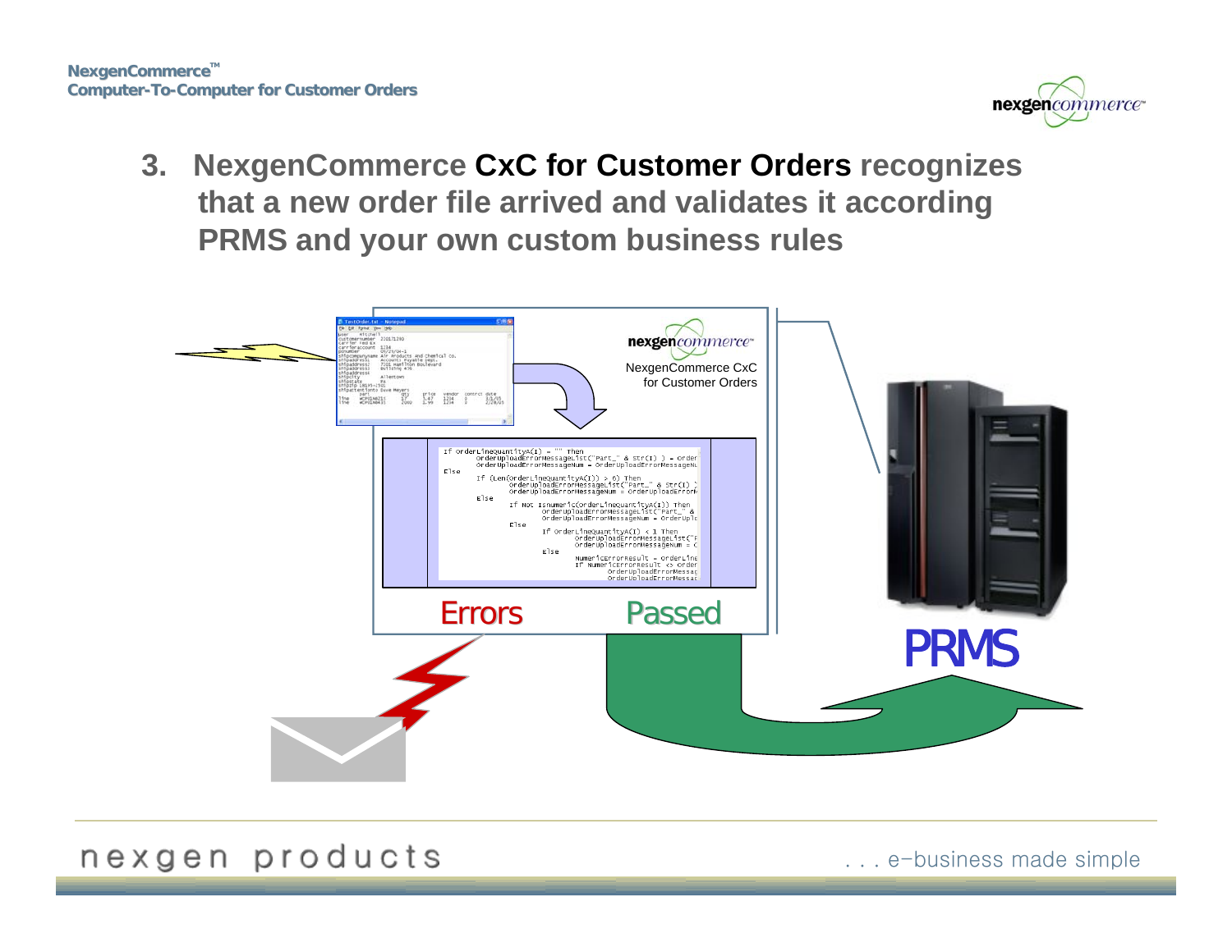## 3. NexgenCommerce **CxC for Customer Orders** recognizes that a new order file arrived and validates it according PRMS and your own custom business rules

NexgenCommerce CxC for Customer Orders

Errors

Passed

PRMS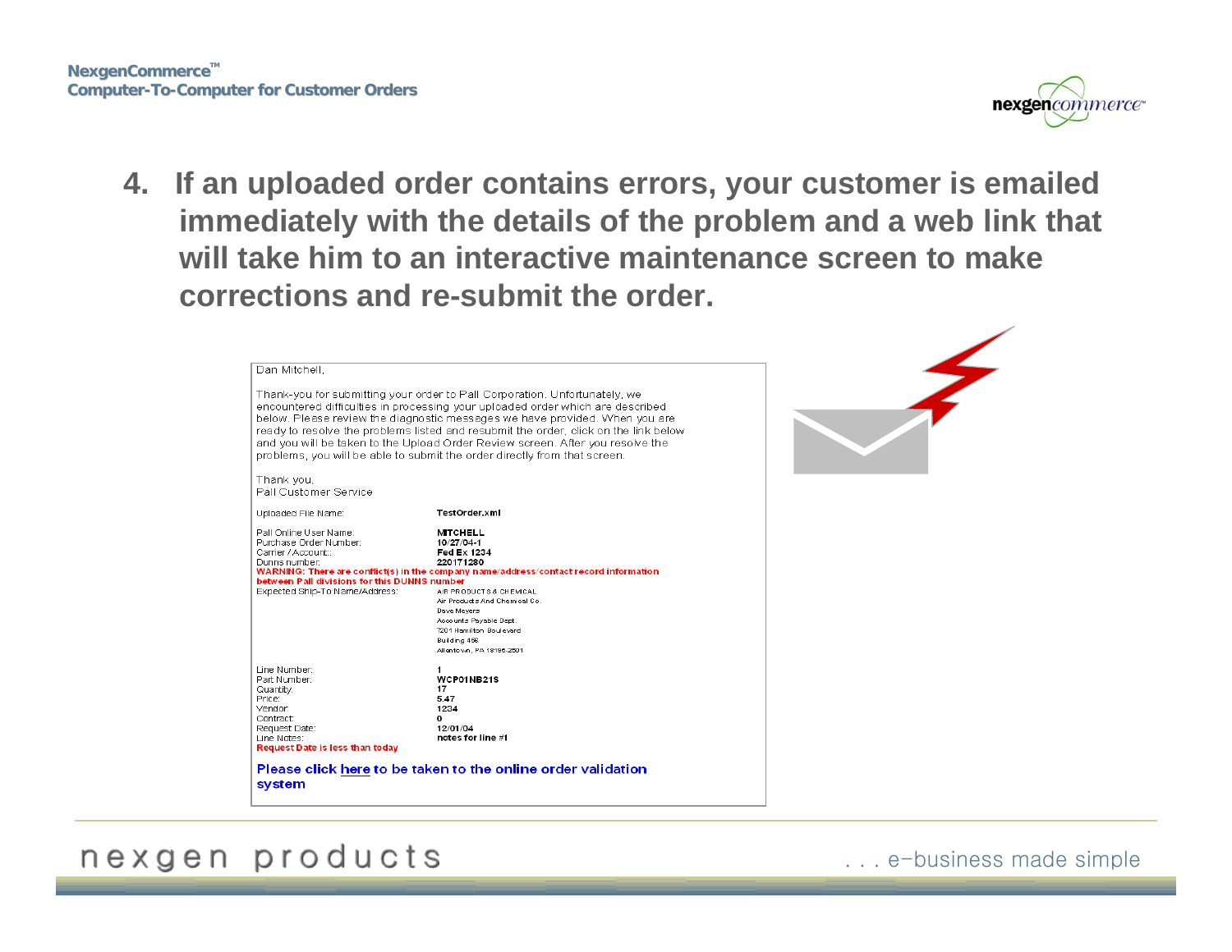4. **If an uploaded order contains errors, your customer is emailed immediately with the details of the problem and a web link that will take him to an interactive maintenance screen to make corrections and re-submit the order.**

Dan Mitchell,

Thank-you for submitting your order to Pall Corporation. Unfortunately, we encountered difficulties in processing your uploaded order which are described below. Please review the diagnostic messages we have provided. When you are ready to resolve the problems listed and resubmit the order, click on the link below and you will be taken to the Upload Order Review screen. After you resolve the problems, you will be able to submit the order directly from that screen.

Thank you,
Pall Customer Service

Uploaded File Name: **TestOrder.xml**

Pall Online User Name: **MITCHELL**
Purchase Order Number: **10/27/04-1**
Carrier / Account: **Fed Ex 1234**
Dunns number: **220171280**
**WARNING: There are conflict(s) in the company name/address/contact record information between Pall divisions for this DUNNS number**
Expected Ship-To Name/Address: AIR PRODUCTS & CHEMICAL
Air Products And Chemical Co.
Dave Meyers
Accounts Payable Dept.
7201 Hamilton Boulevard
Building 456
Allentown, PA 18195-2501

Line Number: **1**
Part Number: **WCP01NB21S**
Quantity: **17**
Price: **5.47**
Vendor: **1234**
Contract: **0**
Request Date: **12/01/04**
Line Notes: **notes for line #1**
**Request Date is less than today**

**Please click here to be taken to the online order validation system**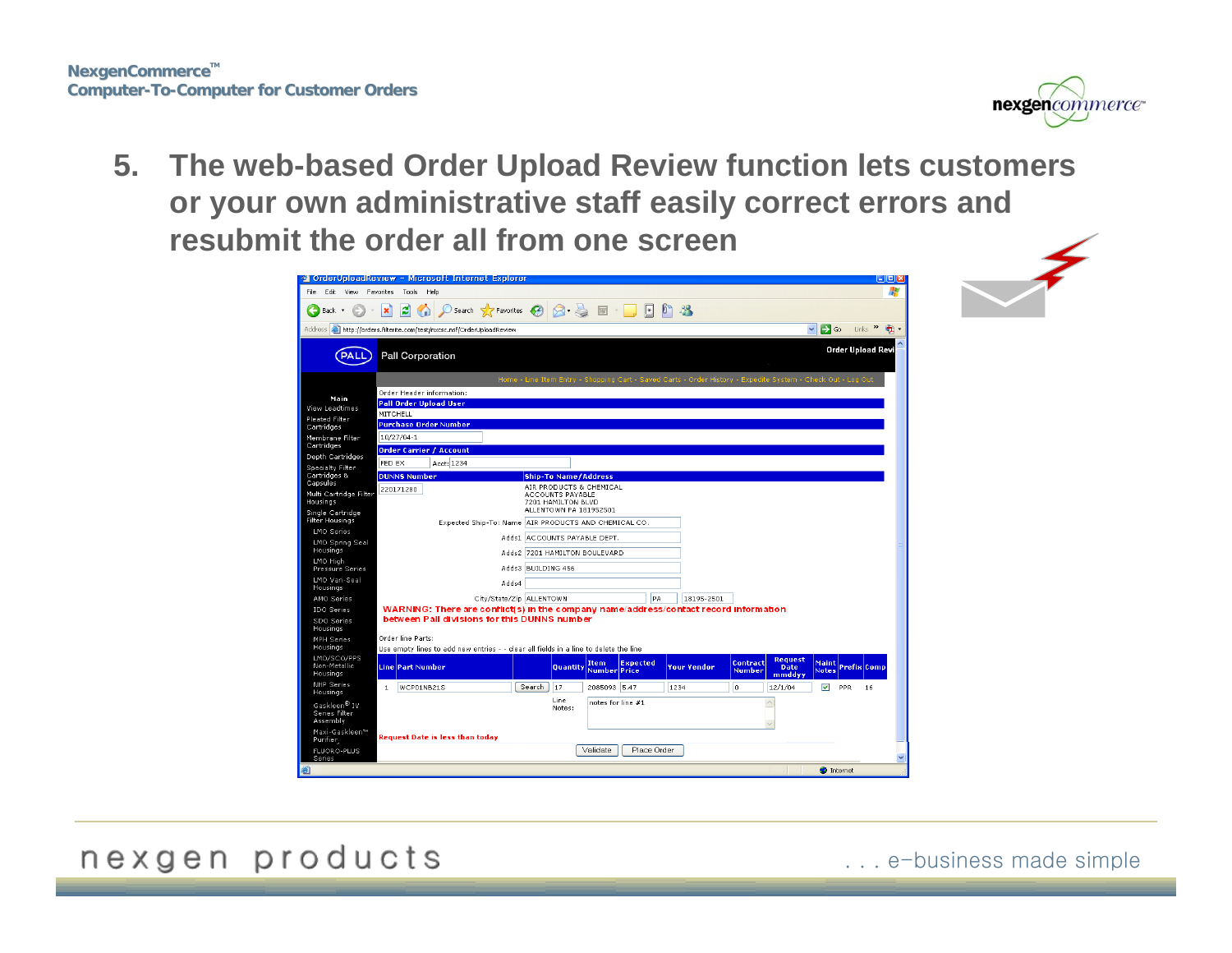NexgenCommerce™
Computer-To-Computer for Customer Orders

5. **The web-based Order Upload Review function lets customers or your own administrative staff easily correct errors and resubmit the order all from one screen**

nexgen products

. . . e-business made simple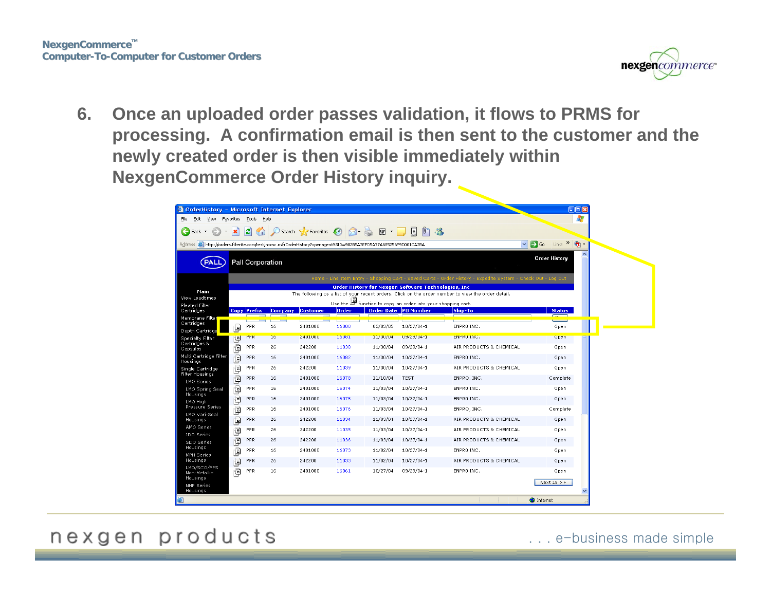NexgenCommerce™
Computer-To-Computer for Customer Orders

6. **Once an uploaded order passes validation, it flows to PRMS for processing. A confirmation email is then sent to the customer and the newly created order is then visible immediately within NexgenCommerce Order History inquiry.**

OrderHistory - Microsoft Internet Explorer

Pall Corporation

Order History

Home - Line Item Entry - Shopping Cart - Saved Carts - Order History - Expedite System - Check Out - Log Out

**Order History for Nexgen Software Technologies, Inc**

The following is a list of your recent orders. Click on the order number to view the order detail.

Use the function to copy an order into your shopping cart.

| Copy | Prefix | Company | Customer | Order | Order Date | PO Number | Ship-To | Status |
|---|---|---|---|---|---|---|---|---|
| | PPR | 16 | 2401000 | 16088 | 02/03/05 | 10/27/04-1 | ENPRO INC. | Open |
| | PPR | 16 | 2401000 | 16081 | 11/30/04 | 09/29/04-1 | ENPRO INC. | Open |
| | PPR | 26 | 242200 | 11038 | 11/30/04 | 09/29/04-1 | AIR PRODUCTS & CHEMICAL | Open |
| | PPR | 16 | 2401000 | 16082 | 11/30/04 | 10/27/04-1 | ENPRO INC. | Open |
| | PPR | 26 | 242200 | 11039 | 11/30/04 | 10/27/04-1 | AIR PRODUCTS & CHEMICAL | Open |
| | PPR | 16 | 2401000 | 16078 | 11/10/04 | TEST | ENPRO, INC. | Complete |
| | PPR | 16 | 2401000 | 16074 | 11/03/04 | 10/27/04-1 | ENPRO INC. | Open |
| | PPR | 16 | 2401000 | 16075 | 11/03/04 | 10/27/04-1 | ENPRO INC. | Open |
| | PPR | 16 | 2401000 | 16076 | 11/03/04 | 10/27/04-1 | ENPRO, INC. | Complete |
| | PPR | 26 | 242200 | 11034 | 11/03/04 | 10/27/04-1 | AIR PRODUCTS & CHEMICAL | Open |
| | PPR | 26 | 242200 | 11035 | 11/03/04 | 10/27/04-1 | AIR PRODUCTS & CHEMICAL | Open |
| | PPR | 26 | 242200 | 11036 | 11/03/04 | 10/27/04-1 | AIR PRODUCTS & CHEMICAL | Open |
| | PPR | 16 | 2401000 | 16073 | 11/02/04 | 10/27/04-1 | ENPRO INC. | Open |
| | PPR | 26 | 242200 | 11033 | 11/02/04 | 10/27/04-1 | AIR PRODUCTS & CHEMICAL | Open |
| | PPR | 16 | 2401000 | 16061 | 10/27/04 | 09/29/04-1 | ENPRO INC. | Open |

Next 15 >>

Main
View Leadtimes
Pleated Filter Cartridges
Membrane Filter Cartridges
Depth Cartridges
Specialty Filter Cartridges & Capsules
Multi Cartridge Filter Housings
Single Cartridge Filter Housings
LMO Series
LMO Spring Seal Housings
LMO High Pressure Series
LMO Vari-Seal Housings
AMO Series
IDO Series
SDO Series Housings
MPH Series Housings
LMO/SCO/PPS Non-Metallic Housings
NHP Series Housings

nexgen products

. . . e-business made simple